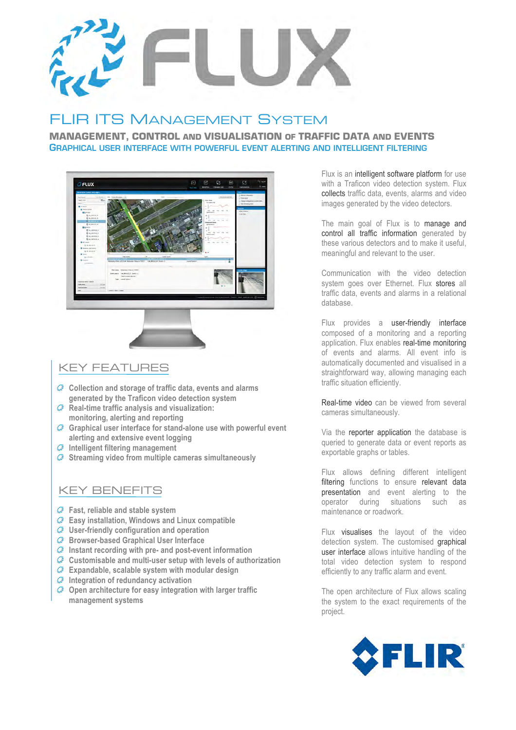# FLUX

## FLIR ITS Management System

### MANAGEMENT, CONTROL AND VISUALISATION OF TRAFFIC DATA AND EVENTS

### GRAPHICAL USER INTERFACE WITH POWERFUL EVENT ALERTING AND INTELLIGENT FILTERING

## KEY FEATURES

- Collection and storage of traffic data, events and alarms generated by the Traficon video detection system
- Real-time traffic analysis and visualization: monitoring, alerting and reporting
- Graphical user interface for stand-alone use with powerful event alerting and extensive event logging
- Intelligent filtering management
- Streaming video from multiple cameras simultaneously

## KEY BENEFITS

- Fast, reliable and stable system
- Easy installation, Windows and Linux compatible
- User-friendly configuration and operation
- Browser-based Graphical User Interface
- Instant recording with pre- and post-event information
- Customisable and multi-user setup with levels of authorization
- Expandable, scalable system with modular design
- Integration of redundancy activation
- Open architecture for easy integration with larger traffic management systems

Flux is an intelligent software platform for use with a Traficon video detection system. Flux collects traffic data, events, alarms and video images generated by the video detectors.

The main goal of Flux is to manage and control all traffic information generated by these various detectors and to make it useful, meaningful and relevant to the user.

Communication with the video detection system goes over Ethernet. Flux stores all traffic data, events and alarms in a relational database.

Flux provides a user-friendly interface composed of a monitoring and a reporting application. Flux enables real-time monitoring of events and alarms. All event info is automatically documented and visualised in a straightforward way, allowing managing each traffic situation efficiently.

Real-time video can be viewed from several cameras simultaneously.

Via the reporter application the database is queried to generate data or event reports as exportable graphs or tables.

Flux allows defining different intelligent filtering functions to ensure relevant data presentation and event alerting to the operator during situations such as maintenance or roadwork.

Flux visualises the layout of the video detection system. The customised graphical user interface allows intuitive handling of the total video detection system to respond efficiently to any traffic alarm and event.

The open architecture of Flux allows scaling the system to the exact requirements of the project.

FLIR®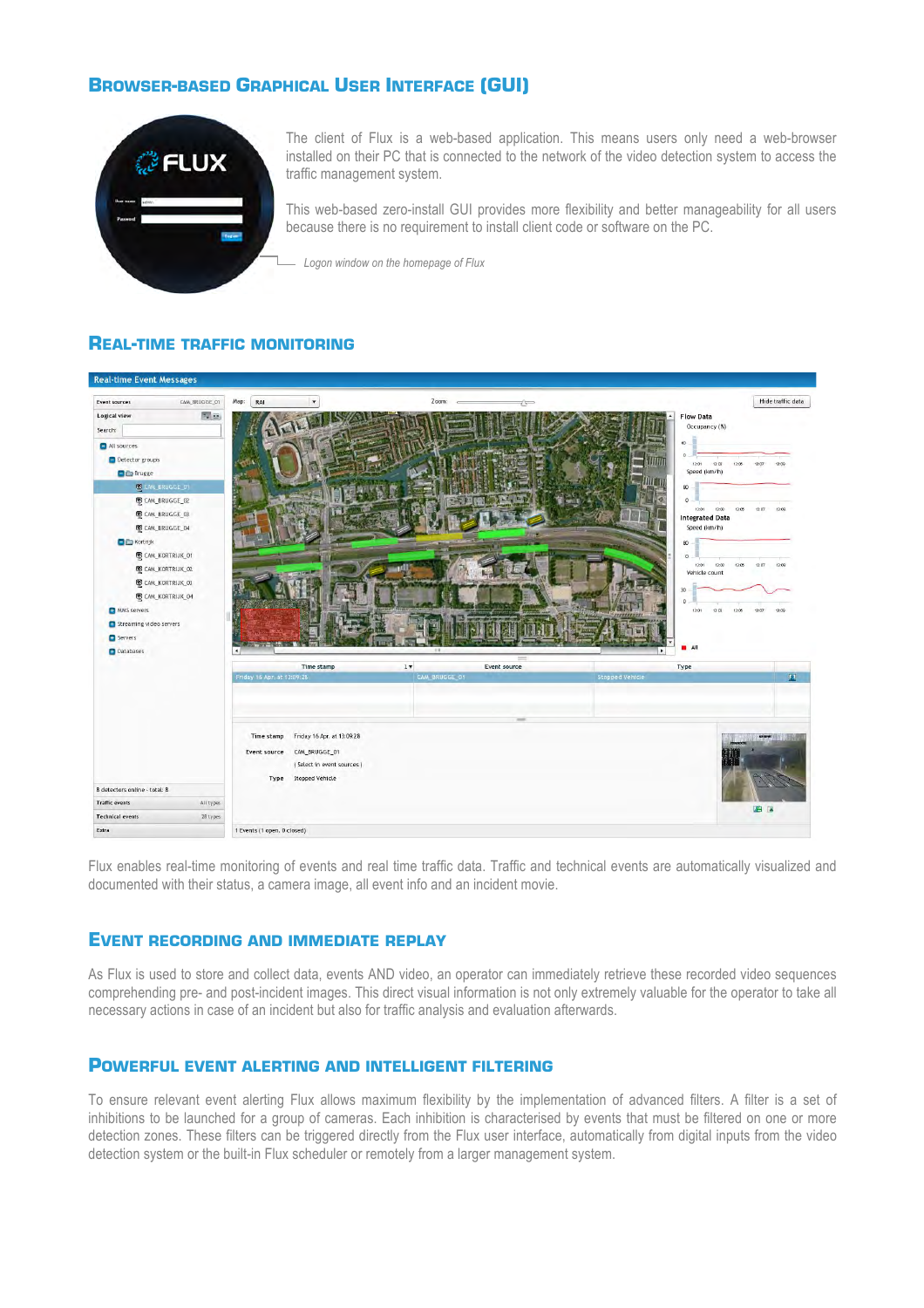## Browser-based Graphical User Interface (GUI)

The client of Flux is a web-based application. This means users only need a web-browser installed on their PC that is connected to the network of the video detection system to access the traffic management system.

This web-based zero-install GUI provides more flexibility and better manageability for all users because there is no requirement to install client code or software on the PC.

*Logon window on the homepage of Flux*

## Real-time traffic monitoring

Flux enables real-time monitoring of events and real time traffic data. Traffic and technical events are automatically visualized and documented with their status, a camera image, all event info and an incident movie.

## Event recording and immediate replay

As Flux is used to store and collect data, events AND video, an operator can immediately retrieve these recorded video sequences comprehending pre- and post-incident images. This direct visual information is not only extremely valuable for the operator to take all necessary actions in case of an incident but also for traffic analysis and evaluation afterwards.

## Powerful event alerting and intelligent filtering

To ensure relevant event alerting Flux allows maximum flexibility by the implementation of advanced filters. A filter is a set of inhibitions to be launched for a group of cameras. Each inhibition is characterised by events that must be filtered on one or more detection zones. These filters can be triggered directly from the Flux user interface, automatically from digital inputs from the video detection system or the built-in Flux scheduler or remotely from a larger management system.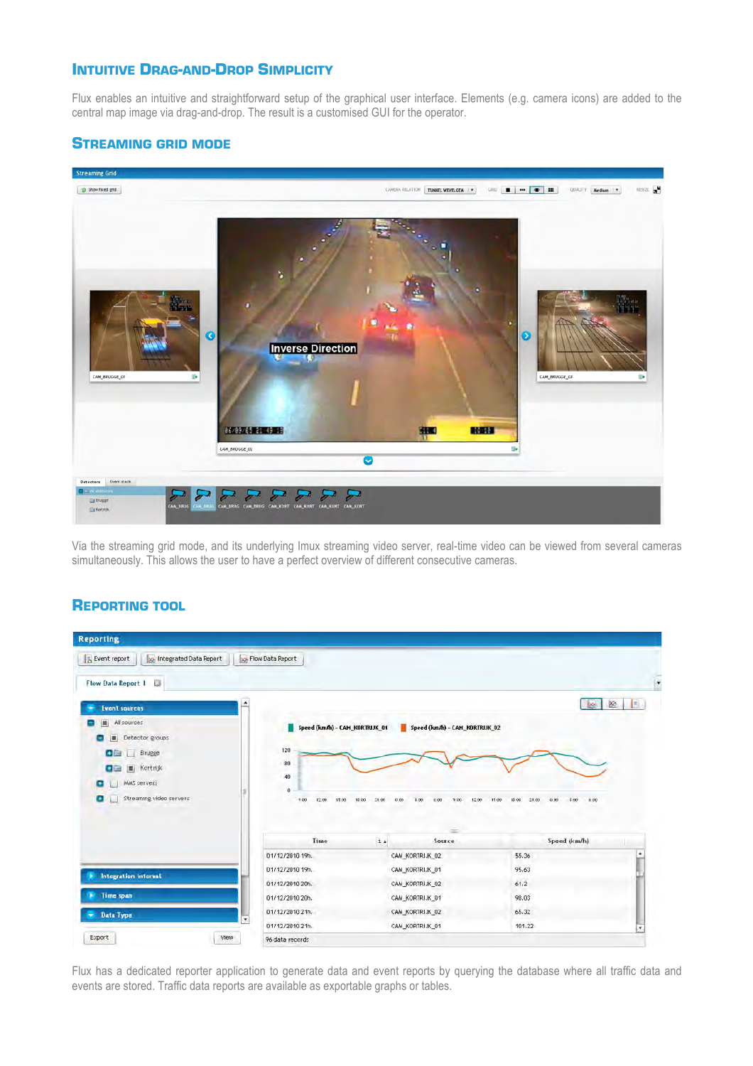## Intuitive Drag-and-Drop Simplicity

Flux enables an intuitive and straightforward setup of the graphical user interface. Elements (e.g. camera icons) are added to the central map image via drag-and-drop. The result is a customised GUI for the operator.

## Streaming Grid Mode

Via the streaming grid mode, and its underlying Imux streaming video server, real-time video can be viewed from several cameras simultaneously. This allows the user to have a perfect overview of different consecutive cameras.

## Reporting Tool

Flux has a dedicated reporter application to generate data and event reports by querying the database where all traffic data and events are stored. Traffic data reports are available as exportable graphs or tables.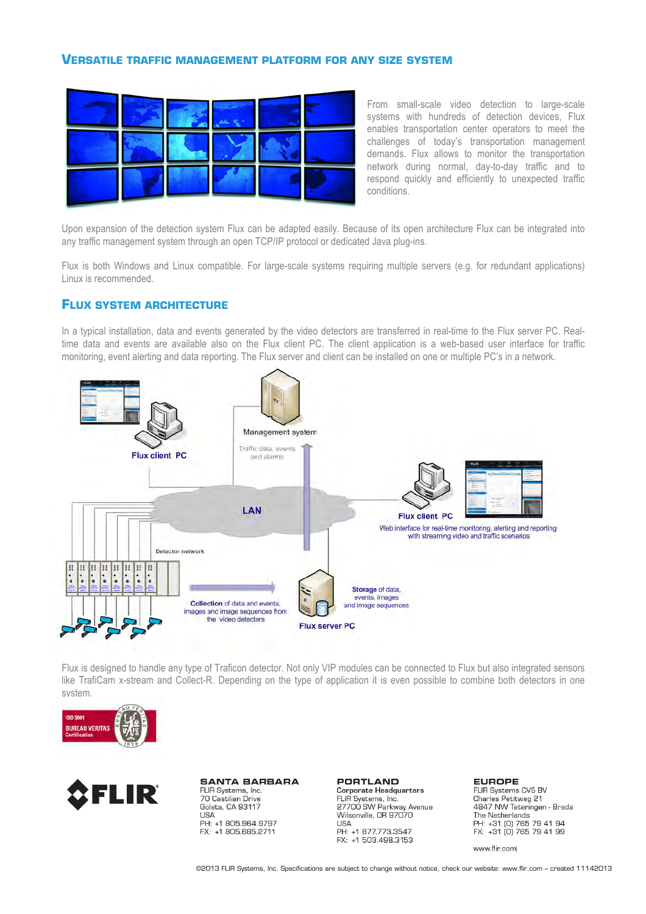## Versatile traffic management platform for any size system

From small-scale video detection to large-scale systems with hundreds of detection devices, Flux enables transportation center operators to meet the challenges of today's transportation management demands. Flux allows to monitor the transportation network during normal, day-to-day traffic and to respond quickly and efficiently to unexpected traffic conditions.

Upon expansion of the detection system Flux can be adapted easily. Because of its open architecture Flux can be integrated into any traffic management system through an open TCP/IP protocol or dedicated Java plug-ins.

Flux is both Windows and Linux compatible. For large-scale systems requiring multiple servers (e.g. for redundant applications) Linux is recommended.

## Flux system architecture

In a typical installation, data and events generated by the video detectors are transferred in real-time to the Flux server PC. Real-time data and events are available also on the Flux client PC. The client application is a web-based user interface for traffic monitoring, event alerting and data reporting. The Flux server and client can be installed on one or multiple PC's in a network.

Flux client PC

Management system

Traffic data, events and alarms

LAN

Flux client PC

Web interface for real-time monitoring, alerting and reporting with streaming video and traffic scenarios

Detector network

Collection of data and events, images and image sequences from the video detectors

Storage of data, events, images and image sequences

Flux server PC

Flux is designed to handle any type of Traficon detector. Not only VIP modules can be connected to Flux but also integrated sensors like TrafiCam x-stream and Collect-R. Depending on the type of application it is even possible to combine both detectors in one system.

ISO 9001
BUREAU VERITAS
Certification

FLIR

**SANTA BARBARA**
FLIR Systems, Inc.
70 Castilian Drive
Goleta, CA 93117
USA
PH: +1 805.964.9797
FX: +1 805.685.2711

**PORTLAND**
**Corporate Headquarters**
FLIR Systems, Inc.
27700 SW Parkway Avenue
Wilsonville, OR 97070
USA
PH: +1 877.773.3547
FX: +1 503.498.3153

**EUROPE**
FLIR Systems CVS BV
Charles Petitweg 21
4847 NW Teteringen - Breda
The Netherlands
PH: +31 (0) 765 79 41 94
FX: +31 (0) 765 79 41 99

www.flir.com

©2013 FLIR Systems, Inc. Specifications are subject to change without notice, check our website: www.flir.com – created 11142013